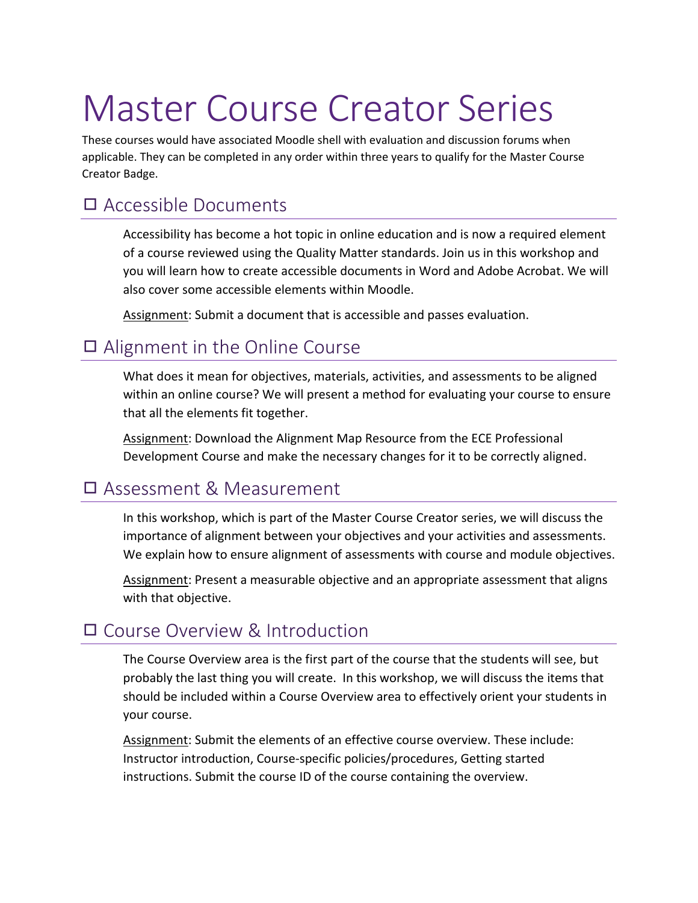# Master Course Creator Series

These courses would have associated Moodle shell with evaluation and discussion forums when applicable. They can be completed in any order within three years to qualify for the Master Course Creator Badge.

## ☐ Accessible Documents

Accessibility has become a hot topic in online education and is now a required element of a course reviewed using the Quality Matter standards. Join us in this workshop and you will learn how to create accessible documents in Word and Adobe Acrobat. We will also cover some accessible elements within Moodle.

Assignment: Submit a document that is accessible and passes evaluation.

## ☐ Alignment in the Online Course

What does it mean for objectives, materials, activities, and assessments to be aligned within an online course? We will present a method for evaluating your course to ensure that all the elements fit together.

Assignment: Download the Alignment Map Resource from the ECE Professional Development Course and make the necessary changes for it to be correctly aligned.

## ☐ Assessment & Measurement

In this workshop, which is part of the Master Course Creator series, we will discuss the importance of alignment between your objectives and your activities and assessments. We explain how to ensure alignment of assessments with course and module objectives.

Assignment: Present a measurable objective and an appropriate assessment that aligns with that objective.

## ☐ Course Overview & Introduction

The Course Overview area is the first part of the course that the students will see, but probably the last thing you will create. In this workshop, we will discuss the items that should be included within a Course Overview area to effectively orient your students in your course.

Assignment: Submit the elements of an effective course overview. These include: Instructor introduction, Course-specific policies/procedures, Getting started instructions. Submit the course ID of the course containing the overview.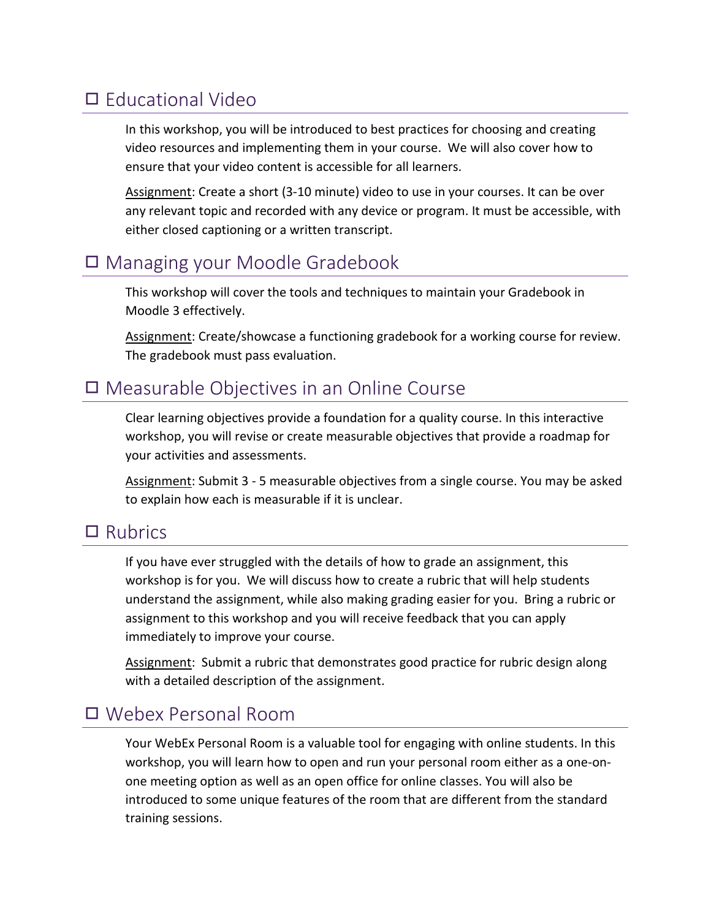## ☐ Educational Video

In this workshop, you will be introduced to best practices for choosing and creating video resources and implementing them in your course. We will also cover how to ensure that your video content is accessible for all learners.

Assignment: Create a short (3-10 minute) video to use in your courses. It can be over any relevant topic and recorded with any device or program. It must be accessible, with either closed captioning or a written transcript.

## ☐ Managing your Moodle Gradebook

This workshop will cover the tools and techniques to maintain your Gradebook in Moodle 3 effectively.

Assignment: Create/showcase a functioning gradebook for a working course for review. The gradebook must pass evaluation.

## ☐ Measurable Objectives in an Online Course

Clear learning objectives provide a foundation for a quality course. In this interactive workshop, you will revise or create measurable objectives that provide a roadmap for your activities and assessments.

Assignment: Submit 3 - 5 measurable objectives from a single course. You may be asked to explain how each is measurable if it is unclear.

## ☐ Rubrics

If you have ever struggled with the details of how to grade an assignment, this workshop is for you. We will discuss how to create a rubric that will help students understand the assignment, while also making grading easier for you. Bring a rubric or assignment to this workshop and you will receive feedback that you can apply immediately to improve your course.

Assignment: Submit a rubric that demonstrates good practice for rubric design along with a detailed description of the assignment.

## ☐ Webex Personal Room

Your WebEx Personal Room is a valuable tool for engaging with online students. In this workshop, you will learn how to open and run your personal room either as a one-on-one meeting option as well as an open office for online classes. You will also be introduced to some unique features of the room that are different from the standard training sessions.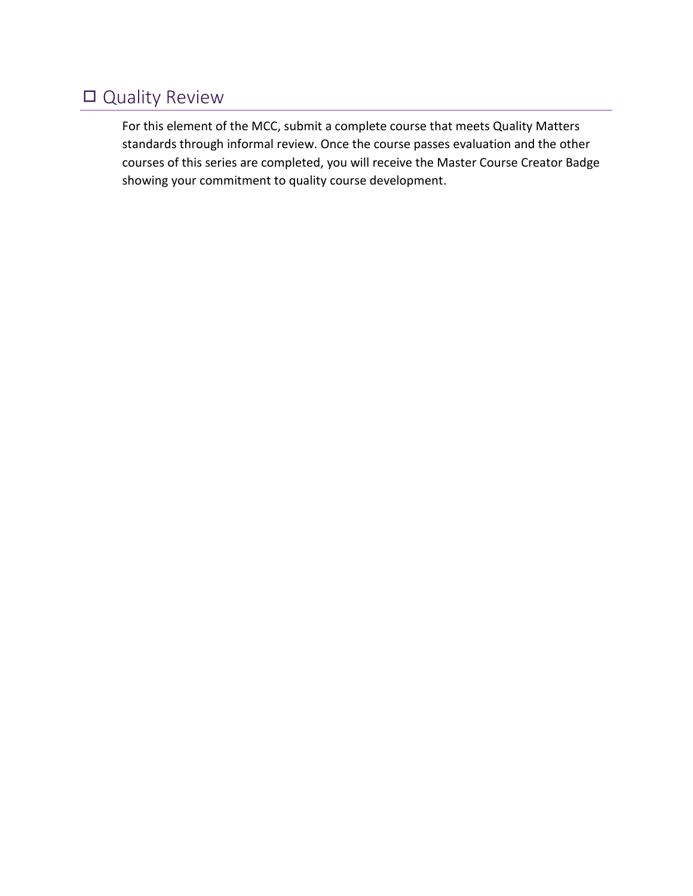## ☐ Quality Review

For this element of the MCC, submit a complete course that meets Quality Matters standards through informal review. Once the course passes evaluation and the other courses of this series are completed, you will receive the Master Course Creator Badge showing your commitment to quality course development.